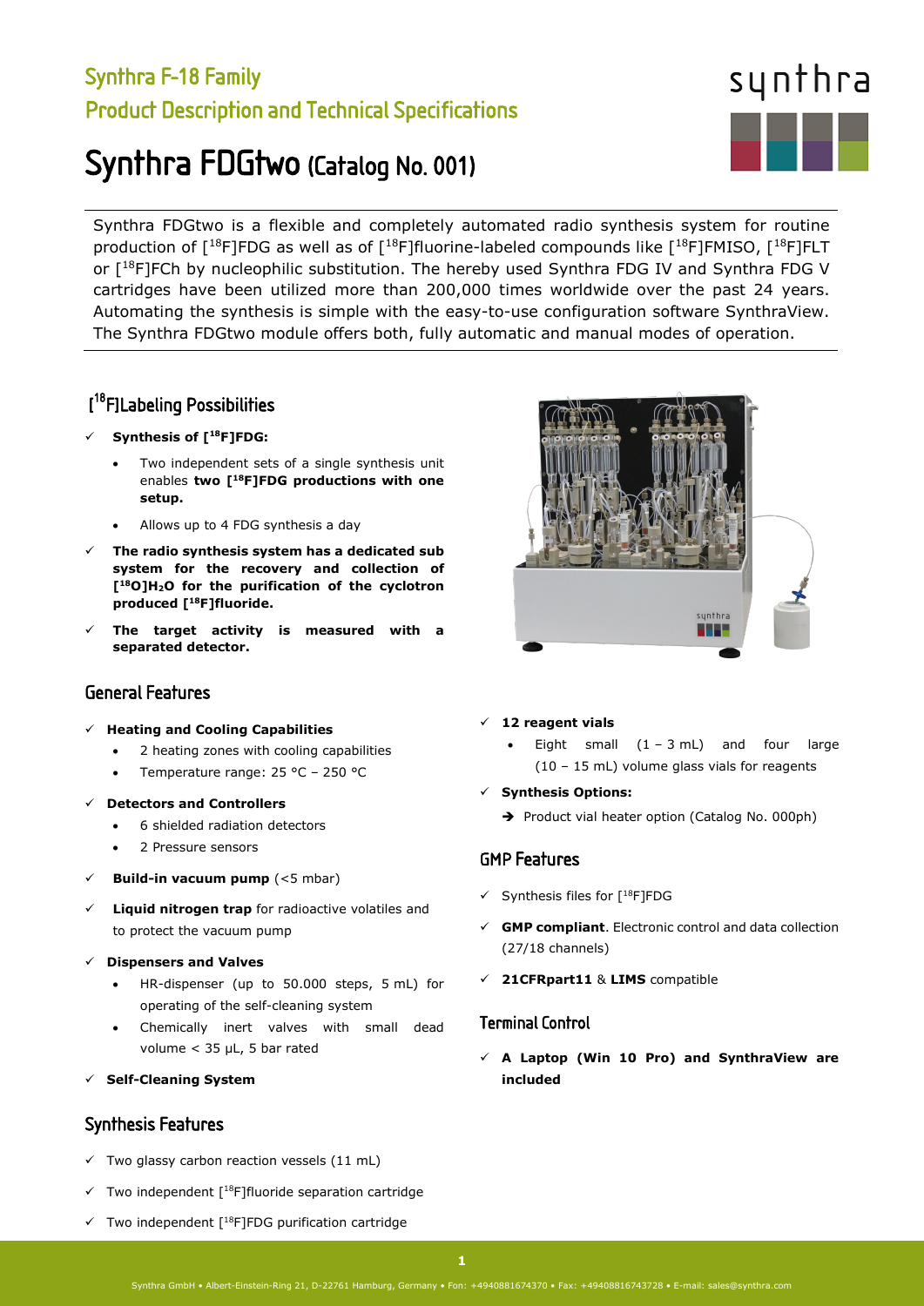# Synthra F-18 Family

## Product Description and Technical Specifications

# Synthra FDGtwo (Catalog No. 001)

Synthra FDGtwo is a flexible and completely automated radio synthesis system for routine production of [$^{18}$F]FDG as well as of [$^{18}$F]fluorine-labeled compounds like [$^{18}$F]FMISO, [$^{18}$F]FLT or [$^{18}$F]FCh by nucleophilic substitution. The hereby used Synthra FDG IV and Synthra FDG V cartridges have been utilized more than 200,000 times worldwide over the past 24 years. Automating the synthesis is simple with the easy-to-use configuration software SynthraView. The Synthra FDGtwo module offers both, fully automatic and manual modes of operation.

## [$^{18}$F]Labeling Possibilities

- ✓ **Synthesis of [$^{18}$F]FDG:**
  - Two independent sets of a single synthesis unit enables **two [$^{18}$F]FDG productions with one setup.**
  - Allows up to 4 FDG synthesis a day
- ✓ **The radio synthesis system has a dedicated sub system for the recovery and collection of [$^{18}$O]$H_2O$ for the purification of the cyclotron produced [$^{18}$F]fluoride.**
- ✓ **The target activity is measured with a separated detector.**

## General Features

- ✓ **Heating and Cooling Capabilities**
  - 2 heating zones with cooling capabilities
  - Temperature range: 25 °C – 250 °C
- ✓ **Detectors and Controllers**
  - 6 shielded radiation detectors
  - 2 Pressure sensors
- ✓ **Build-in vacuum pump** (<5 mbar)
- ✓ **Liquid nitrogen trap** for radioactive volatiles and to protect the vacuum pump
- ✓ **Dispensers and Valves**
  - HR-dispenser (up to 50.000 steps, 5 mL) for operating of the self-cleaning system
  - Chemically inert valves with small dead volume < 35 µL, 5 bar rated
- ✓ **Self-Cleaning System**

## Synthesis Features

- ✓ Two glassy carbon reaction vessels (11 mL)
- ✓ Two independent [$^{18}$F]fluoride separation cartridge
- ✓ Two independent [$^{18}$F]FDG purification cartridge
- ✓ **12 reagent vials**
  - Eight small (1 – 3 mL) and four large (10 – 15 mL) volume glass vials for reagents
- ✓ **Synthesis Options:**
  - ➔ Product vial heater option (Catalog No. 000ph)

## GMP Features

- ✓ Synthesis files for [$^{18}$F]FDG
- ✓ **GMP compliant**. Electronic control and data collection (27/18 channels)
- ✓ **21CFRpart11** & **LIMS** compatible

## Terminal Control

- ✓ **A Laptop (Win 10 Pro) and SynthraView are included**

Synthra GmbH • Albert-Einstein-Ring 21, D-22761 Hamburg, Germany • Fon: +4940881674370 • Fax: +49408816743728 • E-mail: sales@synthra.com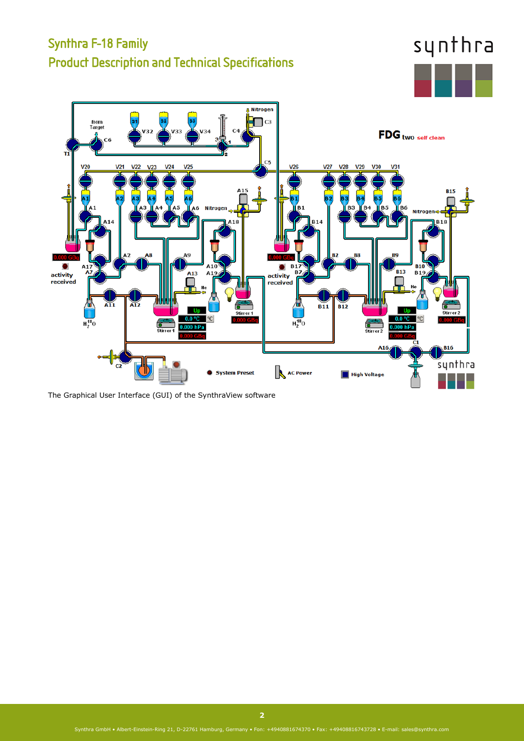# Synthra F-18 Family

## Product Description and Technical Specifications

The Graphical User Interface (GUI) of the SynthraView software